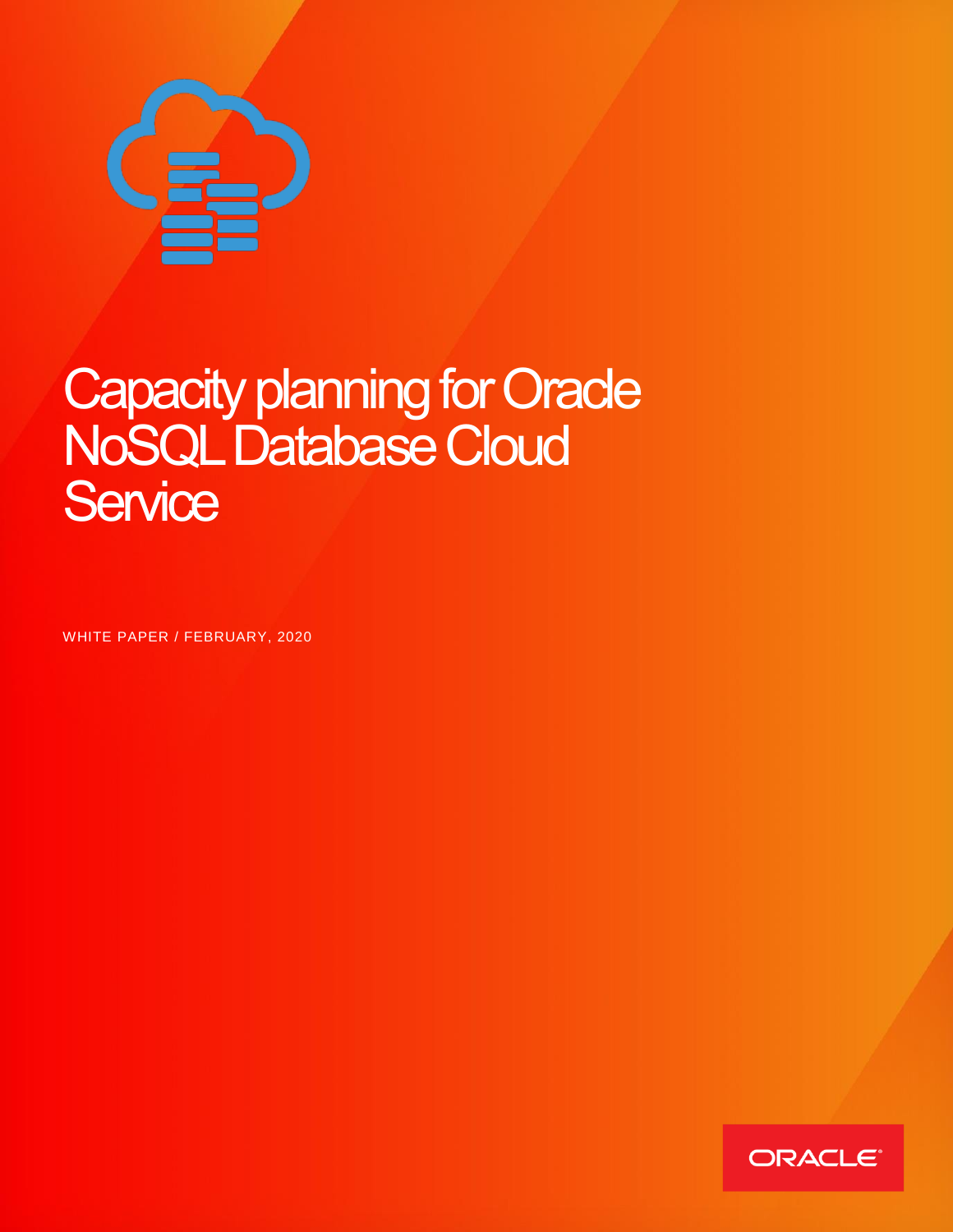# Capacity planning for Oracle NoSQL Database Cloud Service

WHITE PAPER / FEBRUARY, 2020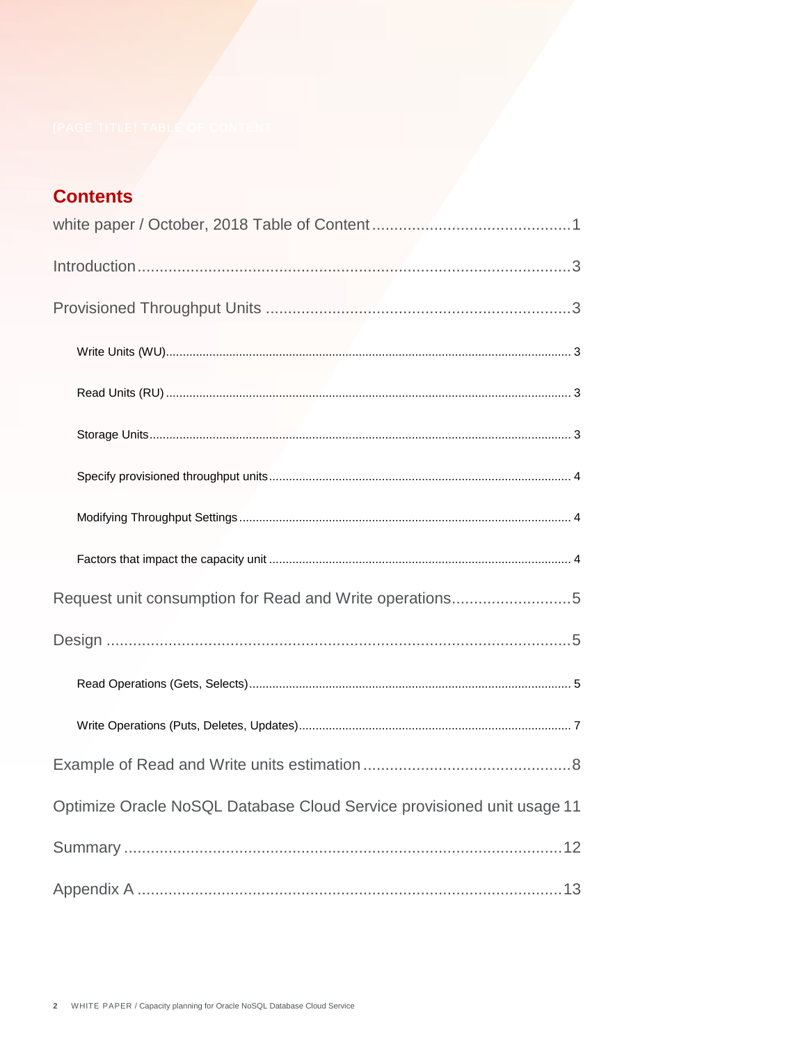## Contents

white paper / October, 2018 Table of Content ............................................1

Introduction ..................................................................................................3

Provisioned Throughput Units .....................................................................3

- Write Units (WU) ......................................................................................... 3
- Read Units (RU) .......................................................................................... 3
- Storage Units ............................................................................................... 3
- Specify provisioned throughput units .......................................................... 4
- Modifying Throughput Settings ................................................................... 4
- Factors that impact the capacity unit ........................................................... 4

Request unit consumption for Read and Write operations ...........................5

Design ..........................................................................................................5

- Read Operations (Gets, Selects) ................................................................. 5
- Write Operations (Puts, Deletes, Updates) ................................................. 7

Example of Read and Write units estimation ...............................................8

Optimize Oracle NoSQL Database Cloud Service provisioned unit usage 11

Summary ....................................................................................................12

Appendix A .................................................................................................13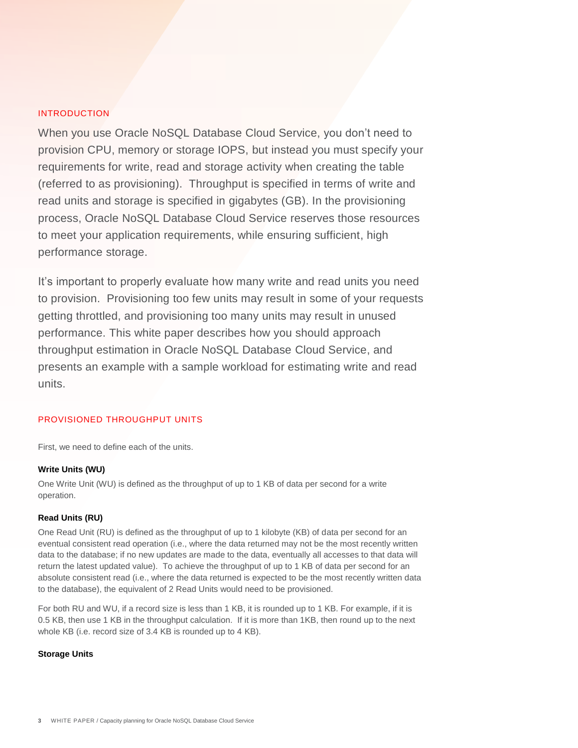## INTRODUCTION

When you use Oracle NoSQL Database Cloud Service, you don't need to provision CPU, memory or storage IOPS, but instead you must specify your requirements for write, read and storage activity when creating the table (referred to as provisioning). Throughput is specified in terms of write and read units and storage is specified in gigabytes (GB). In the provisioning process, Oracle NoSQL Database Cloud Service reserves those resources to meet your application requirements, while ensuring sufficient, high performance storage.

It's important to properly evaluate how many write and read units you need to provision. Provisioning too few units may result in some of your requests getting throttled, and provisioning too many units may result in unused performance. This white paper describes how you should approach throughput estimation in Oracle NoSQL Database Cloud Service, and presents an example with a sample workload for estimating write and read units.

## PROVISIONED THROUGHPUT UNITS

First, we need to define each of the units.

### Write Units (WU)

One Write Unit (WU) is defined as the throughput of up to 1 KB of data per second for a write operation.

### Read Units (RU)

One Read Unit (RU) is defined as the throughput of up to 1 kilobyte (KB) of data per second for an eventual consistent read operation (i.e., where the data returned may not be the most recently written data to the database; if no new updates are made to the data, eventually all accesses to that data will return the latest updated value). To achieve the throughput of up to 1 KB of data per second for an absolute consistent read (i.e., where the data returned is expected to be the most recently written data to the database), the equivalent of 2 Read Units would need to be provisioned.

For both RU and WU, if a record size is less than 1 KB, it is rounded up to 1 KB. For example, if it is 0.5 KB, then use 1 KB in the throughput calculation. If it is more than 1KB, then round up to the next whole KB (i.e. record size of 3.4 KB is rounded up to 4 KB).

### Storage Units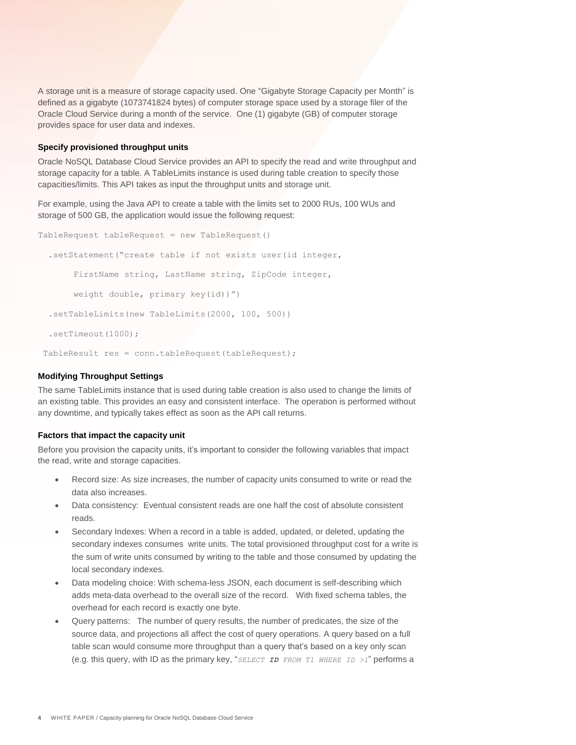A storage unit is a measure of storage capacity used. One "Gigabyte Storage Capacity per Month" is defined as a gigabyte (1073741824 bytes) of computer storage space used by a storage filer of the Oracle Cloud Service during a month of the service. One (1) gigabyte (GB) of computer storage provides space for user data and indexes.

### Specify provisioned throughput units

Oracle NoSQL Database Cloud Service provides an API to specify the read and write throughput and storage capacity for a table. A TableLimits instance is used during table creation to specify those capacities/limits. This API takes as input the throughput units and storage unit.

For example, using the Java API to create a table with the limits set to 2000 RUs, 100 WUs and storage of 500 GB, the application would issue the following request:

```
TableRequest tableRequest = new TableRequest()

  .setStatement("create table if not exists user(id integer,

       FirstName string, LastName string, ZipCode integer,

       weight double, primary key(id))")

  .setTableLimits(new TableLimits(2000, 100, 500))

  .setTimeout(1000);

 TableResult res = conn.tableRequest(tableRequest);
```

### Modifying Throughput Settings

The same TableLimits instance that is used during table creation is also used to change the limits of an existing table. This provides an easy and consistent interface. The operation is performed without any downtime, and typically takes effect as soon as the API call returns.

### Factors that impact the capacity unit

Before you provision the capacity units, it's important to consider the following variables that impact the read, write and storage capacities.

- Record size: As size increases, the number of capacity units consumed to write or read the data also increases.
- Data consistency: Eventual consistent reads are one half the cost of absolute consistent reads.
- Secondary Indexes: When a record in a table is added, updated, or deleted, updating the secondary indexes consumes write units. The total provisioned throughput cost for a write is the sum of write units consumed by writing to the table and those consumed by updating the local secondary indexes.
- Data modeling choice: With schema-less JSON, each document is self-describing which adds meta-data overhead to the overall size of the record. With fixed schema tables, the overhead for each record is exactly one byte.
- Query patterns: The number of query results, the number of predicates, the size of the source data, and projections all affect the cost of query operations. A query based on a full table scan would consume more throughput than a query that's based on a key only scan (e.g. this query, with ID as the primary key, "*SELECT **ID** FROM T1 WHERE ID >1*" performs a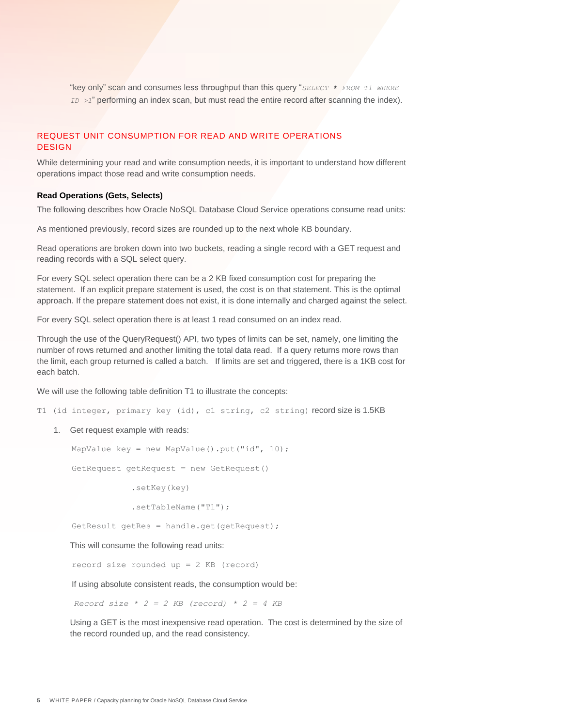"key only" scan and consumes less throughput than this query "*SELECT * FROM T1 WHERE ID >1*" performing an index scan, but must read the entire record after scanning the index).

## REQUEST UNIT CONSUMPTION FOR READ AND WRITE OPERATIONS DESIGN

While determining your read and write consumption needs, it is important to understand how different operations impact those read and write consumption needs.

### Read Operations (Gets, Selects)

The following describes how Oracle NoSQL Database Cloud Service operations consume read units:

As mentioned previously, record sizes are rounded up to the next whole KB boundary.

Read operations are broken down into two buckets, reading a single record with a GET request and reading records with a SQL select query.

For every SQL select operation there can be a 2 KB fixed consumption cost for preparing the statement. If an explicit prepare statement is used, the cost is on that statement. This is the optimal approach. If the prepare statement does not exist, it is done internally and charged against the select.

For every SQL select operation there is at least 1 read consumed on an index read.

Through the use of the QueryRequest() API, two types of limits can be set, namely, one limiting the number of rows returned and another limiting the total data read. If a query returns more rows than the limit, each group returned is called a batch. If limits are set and triggered, there is a 1KB cost for each batch.

We will use the following table definition T1 to illustrate the concepts:

`T1 (id integer, primary key (id), c1 string, c2 string)` record size is 1.5KB

1. Get request example with reads:

   ```
   MapValue key = new MapValue().put("id", 10);

   GetRequest getRequest = new GetRequest()

               .setKey(key)

               .setTableName("T1");

   GetResult getRes = handle.get(getRequest);
   ```

   This will consume the following read units:

   ```
   record size rounded up = 2 KB (record)
   ```

   If using absolute consistent reads, the consumption would be:

   ```
   Record size * 2 = 2 KB (record) * 2 = 4 KB
   ```

   Using a GET is the most inexpensive read operation. The cost is determined by the size of the record rounded up, and the read consistency.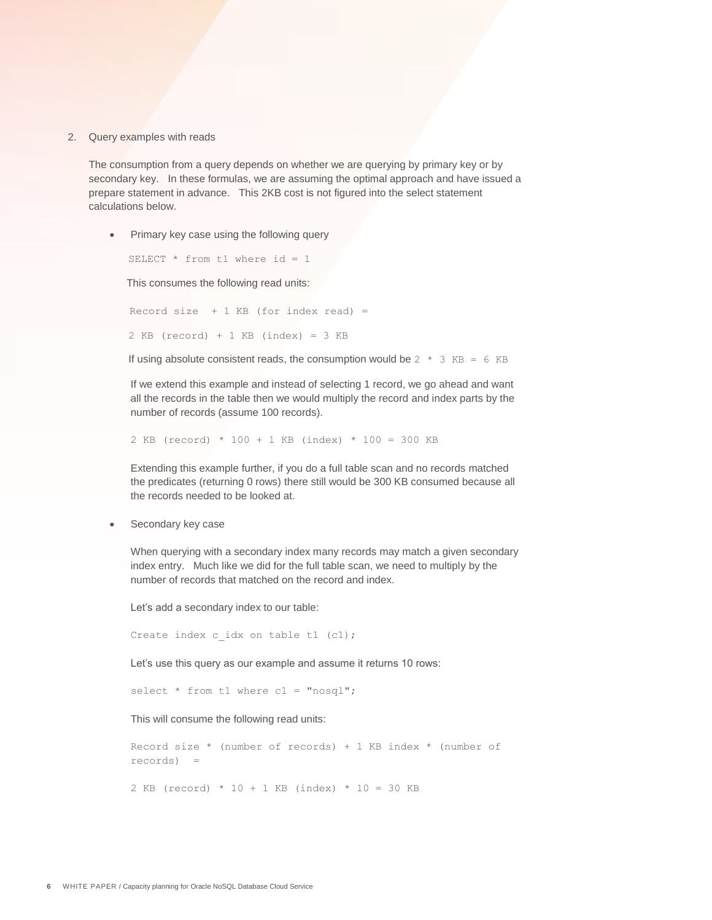2. Query examples with reads

   The consumption from a query depends on whether we are querying by primary key or by secondary key. In these formulas, we are assuming the optimal approach and have issued a prepare statement in advance. This 2KB cost is not figured into the select statement calculations below.

   - Primary key case using the following query

     ```
     SELECT * from t1 where id = 1
     ```

     This consumes the following read units:

     ```
     Record size  + 1 KB (for index read) =

     2 KB (record) + 1 KB (index) = 3 KB
     ```

     If using absolute consistent reads, the consumption would be `2 * 3 KB = 6 KB`

     If we extend this example and instead of selecting 1 record, we go ahead and want all the records in the table then we would multiply the record and index parts by the number of records (assume 100 records).

     ```
     2 KB (record) * 100 + 1 KB (index) * 100 = 300 KB
     ```

     Extending this example further, if you do a full table scan and no records matched the predicates (returning 0 rows) there still would be 300 KB consumed because all the records needed to be looked at.

   - Secondary key case

     When querying with a secondary index many records may match a given secondary index entry. Much like we did for the full table scan, we need to multiply by the number of records that matched on the record and index.

     Let's add a secondary index to our table:

     ```
     Create index c_idx on table t1 (c1);
     ```

     Let's use this query as our example and assume it returns 10 rows:

     ```
     select * from t1 where c1 = "nosql";
     ```

     This will consume the following read units:

     ```
     Record size * (number of records) + 1 KB index * (number of
     records)  =

     2 KB (record) * 10 + 1 KB (index) * 10 = 30 KB
     ```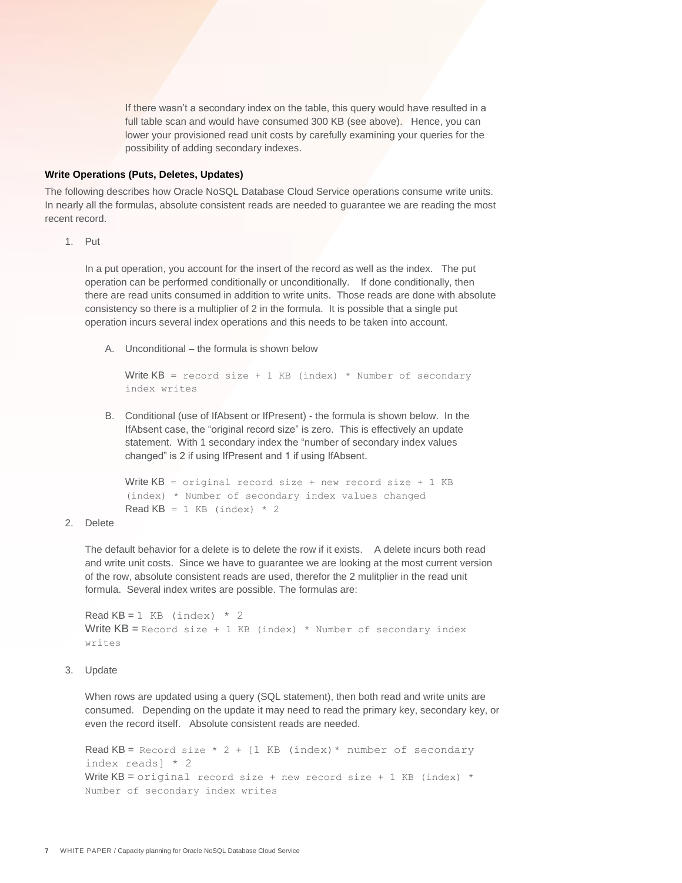If there wasn't a secondary index on the table, this query would have resulted in a full table scan and would have consumed 300 KB (see above). Hence, you can lower your provisioned read unit costs by carefully examining your queries for the possibility of adding secondary indexes.

**Write Operations (Puts, Deletes, Updates)**

The following describes how Oracle NoSQL Database Cloud Service operations consume write units. In nearly all the formulas, absolute consistent reads are needed to guarantee we are reading the most recent record.

1. Put

   In a put operation, you account for the insert of the record as well as the index. The put operation can be performed conditionally or unconditionally. If done conditionally, then there are read units consumed in addition to write units. Those reads are done with absolute consistency so there is a multiplier of 2 in the formula. It is possible that a single put operation incurs several index operations and this needs to be taken into account.

   A. Unconditional – the formula is shown below

      Write KB `= record size + 1 KB (index) * Number of secondary index writes`

   B. Conditional (use of IfAbsent or IfPresent) - the formula is shown below. In the IfAbsent case, the "original record size" is zero. This is effectively an update statement. With 1 secondary index the "number of secondary index values changed" is 2 if using IfPresent and 1 if using IfAbsent.

      Write KB `= original record size + new record size + 1 KB (index) * Number of secondary index values changed`
      Read KB `= 1 KB (index) * 2`

2. Delete

   The default behavior for a delete is to delete the row if it exists. A delete incurs both read and write unit costs. Since we have to guarantee we are looking at the most current version of the row, absolute consistent reads are used, therefor the 2 mulitplier in the read unit formula. Several index writes are possible. The formulas are:

   Read KB = `1 KB (index) * 2`
   Write KB = `Record size + 1 KB (index) * Number of secondary index writes`

3. Update

   When rows are updated using a query (SQL statement), then both read and write units are consumed. Depending on the update it may need to read the primary key, secondary key, or even the record itself. Absolute consistent reads are needed.

   Read KB = `Record size * 2 + [1 KB (index)* number of secondary index reads] * 2`
   Write KB = `original record size + new record size + 1 KB (index) * Number of secondary index writes`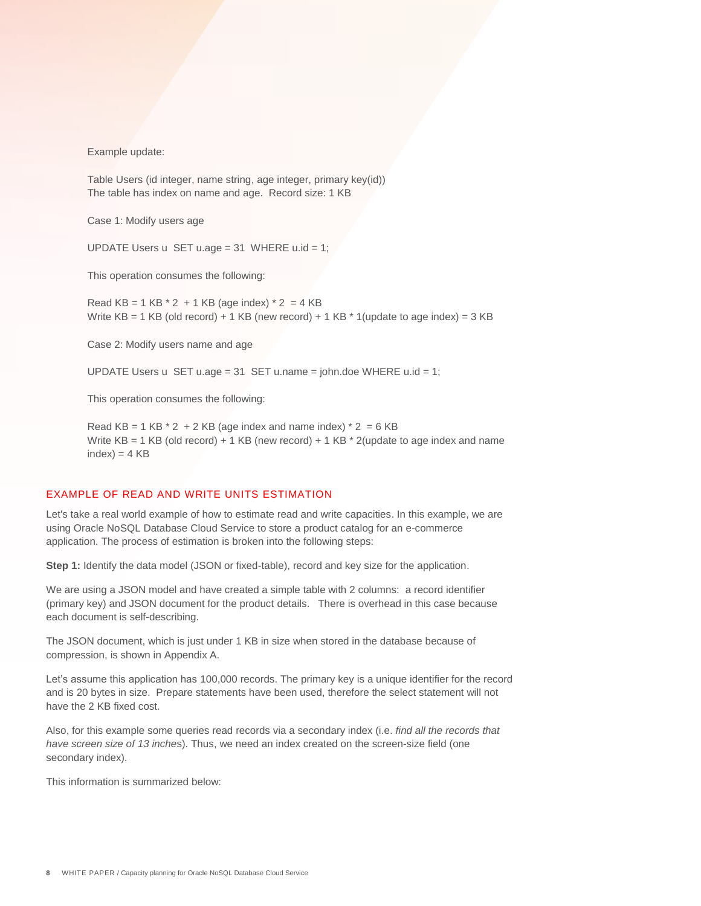Example update:

Table Users (id integer, name string, age integer, primary key(id))
The table has index on name and age. Record size: 1 KB

Case 1: Modify users age

```
UPDATE Users u  SET u.age = 31  WHERE u.id = 1;
```

This operation consumes the following:

Read KB = 1 KB * 2 + 1 KB (age index) * 2 = 4 KB
Write KB = 1 KB (old record) + 1 KB (new record) + 1 KB * 1(update to age index) = 3 KB

Case 2: Modify users name and age

```
UPDATE Users u  SET u.age = 31  SET u.name = john.doe WHERE u.id = 1;
```

This operation consumes the following:

Read KB = 1 KB * 2 + 2 KB (age index and name index) * 2 = 6 KB
Write KB = 1 KB (old record) + 1 KB (new record) + 1 KB * 2(update to age index and name index) = 4 KB

## EXAMPLE OF READ AND WRITE UNITS ESTIMATION

Let's take a real world example of how to estimate read and write capacities. In this example, we are using Oracle NoSQL Database Cloud Service to store a product catalog for an e-commerce application. The process of estimation is broken into the following steps:

**Step 1:** Identify the data model (JSON or fixed-table), record and key size for the application.

We are using a JSON model and have created a simple table with 2 columns: a record identifier (primary key) and JSON document for the product details. There is overhead in this case because each document is self-describing.

The JSON document, which is just under 1 KB in size when stored in the database because of compression, is shown in Appendix A.

Let's assume this application has 100,000 records. The primary key is a unique identifier for the record and is 20 bytes in size. Prepare statements have been used, therefore the select statement will not have the 2 KB fixed cost.

Also, for this example some queries read records via a secondary index (i.e. *find all the records that have screen size of 13 inches*). Thus, we need an index created on the screen-size field (one secondary index).

This information is summarized below: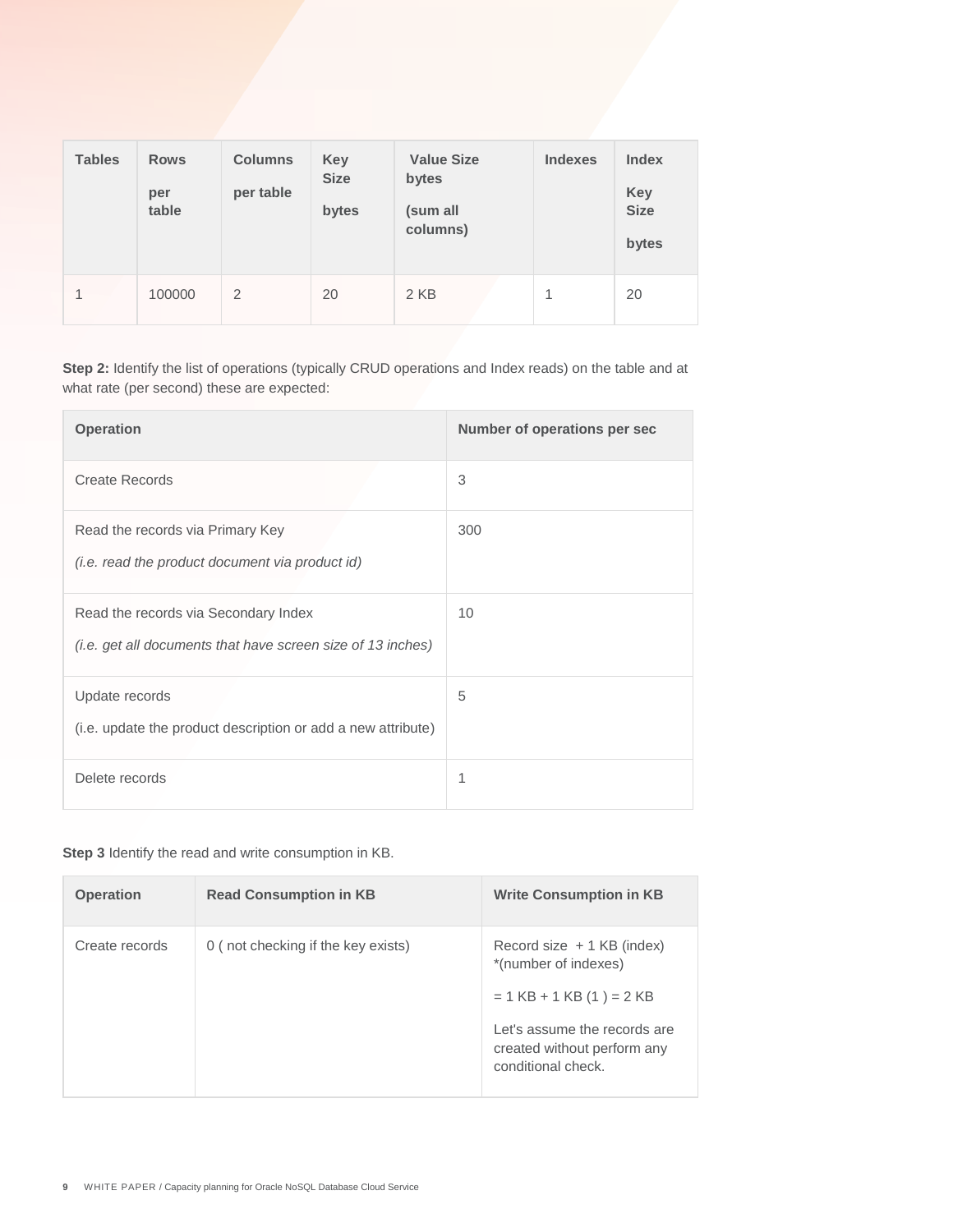| Tables | Rows per table | Columns per table | Key Size bytes | Value Size bytes (sum all columns) | Indexes | Index Key Size bytes |
| --- | --- | --- | --- | --- | --- | --- |
| 1 | 100000 | 2 | 20 | 2 KB | 1 | 20 |

**Step 2:** Identify the list of operations (typically CRUD operations and Index reads) on the table and at what rate (per second) these are expected:

| Operation | Number of operations per sec |
| --- | --- |
| Create Records | 3 |
| Read the records via Primary Key<br>*(i.e. read the product document via product id)* | 300 |
| Read the records via Secondary Index<br>*(i.e. get all documents that have screen size of 13 inches)* | 10 |
| Update records<br>(i.e. update the product description or add a new attribute) | 5 |
| Delete records | 1 |

**Step 3** Identify the read and write consumption in KB.

| Operation | Read Consumption in KB | Write Consumption in KB |
| --- | --- | --- |
| Create records | 0 ( not checking if the key exists) | Record size + 1 KB (index) *(number of indexes)<br>= 1 KB + 1 KB (1 ) = 2 KB<br>Let's assume the records are created without perform any conditional check. |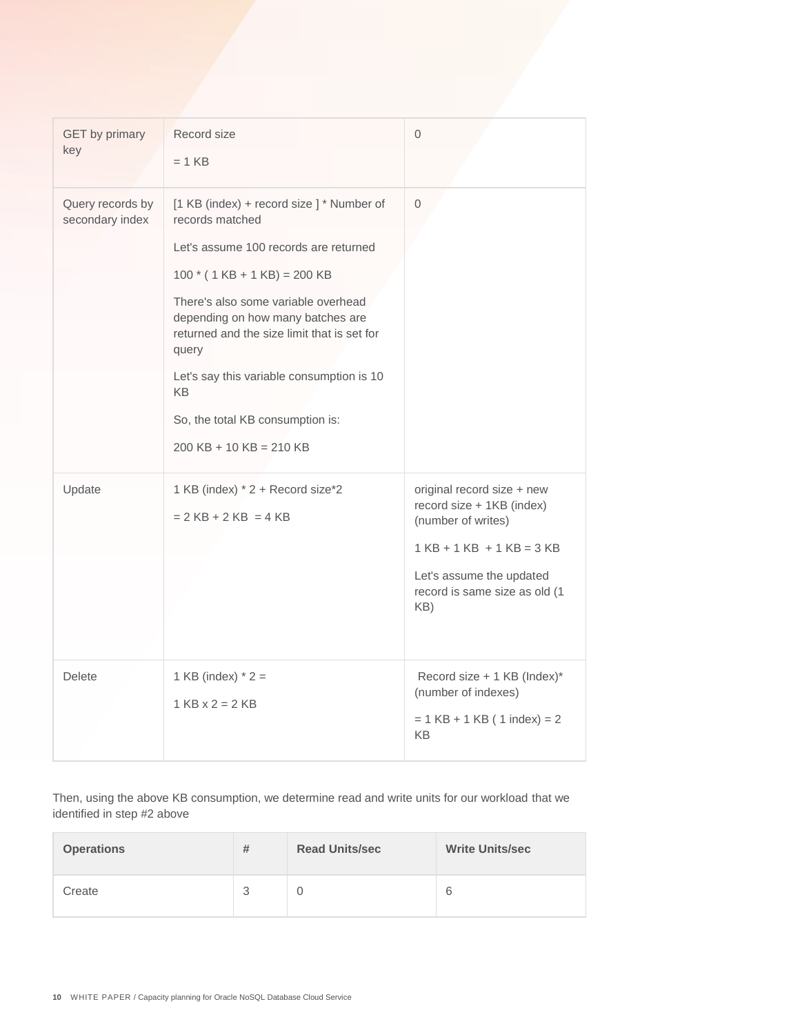| GET by primary key | Record size<br><br>= 1 KB | 0 |
|---|---|---|
| Query records by secondary index | [1 KB (index) + record size ] * Number of records matched<br><br>Let's assume 100 records are returned<br><br>100 * ( 1 KB + 1 KB) = 200 KB<br><br>There's also some variable overhead depending on how many batches are returned and the size limit that is set for query<br><br>Let's say this variable consumption is 10 KB<br><br>So, the total KB consumption is:<br><br>200 KB + 10 KB = 210 KB | 0 |
| Update | 1 KB (index) * 2 + Record size*2<br><br>= 2 KB + 2 KB  = 4 KB | original record size + new record size + 1KB (index) (number of writes)<br><br>1 KB + 1 KB  + 1 KB = 3 KB<br><br>Let's assume the updated record is same size as old (1 KB) |
| Delete | 1 KB (index) * 2 =<br><br>1 KB x 2 = 2 KB | Record size + 1 KB (Index)* (number of indexes)<br><br>= 1 KB + 1 KB ( 1 index) = 2 KB |

Then, using the above KB consumption, we determine read and write units for our workload that we identified in step #2 above

| Operations | # | Read Units/sec | Write Units/sec |
|---|---|---|---|
| Create | 3 | 0 | 6 |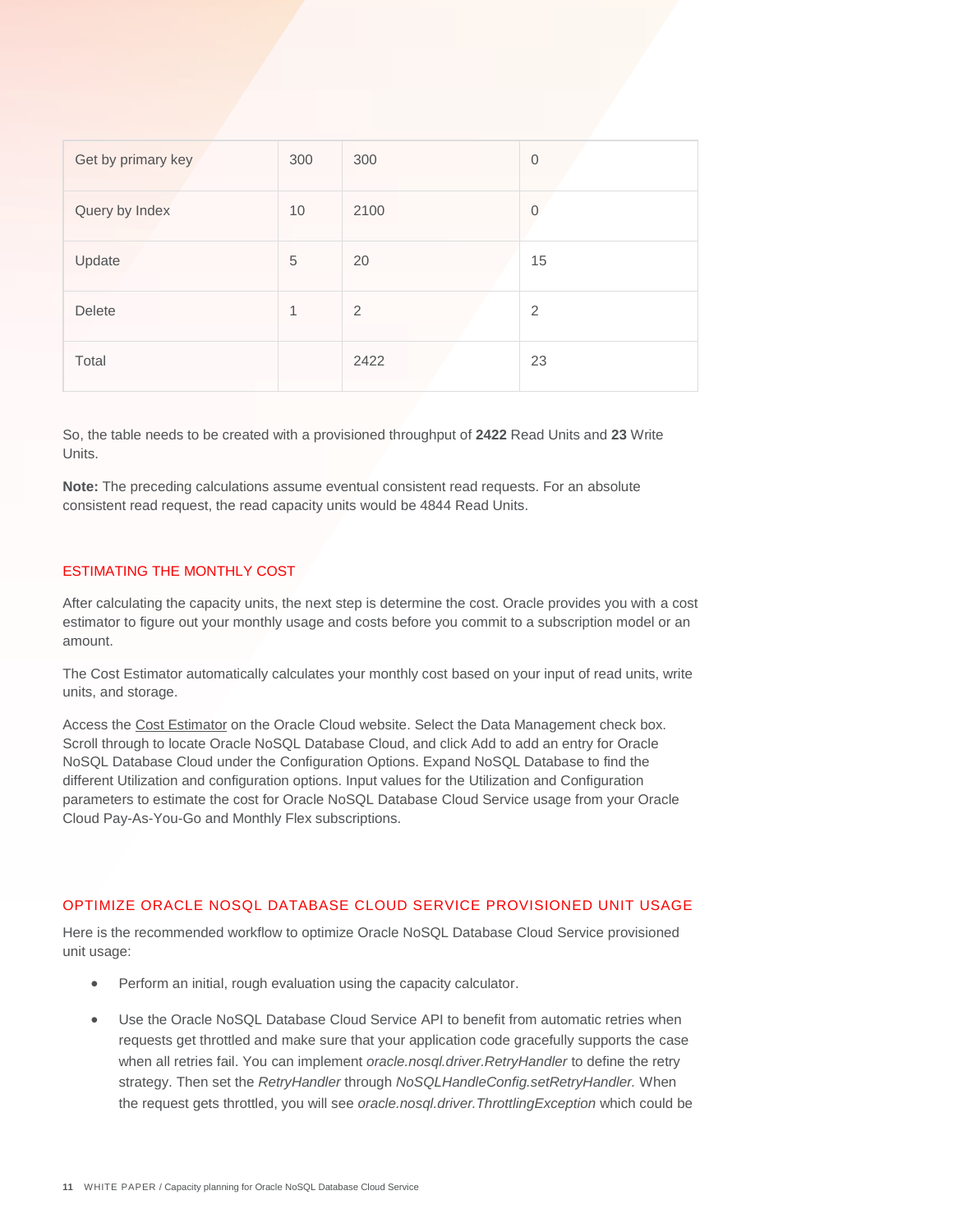| Get by primary key | 300 | 300 | 0 |
|---|---|---|---|
| Query by Index | 10 | 2100 | 0 |
| Update | 5 | 20 | 15 |
| Delete | 1 | 2 | 2 |
| Total | | 2422 | 23 |

So, the table needs to be created with a provisioned throughput of **2422** Read Units and **23** Write Units.

**Note:** The preceding calculations assume eventual consistent read requests. For an absolute consistent read request, the read capacity units would be 4844 Read Units.

## ESTIMATING THE MONTHLY COST

After calculating the capacity units, the next step is determine the cost. Oracle provides you with a cost estimator to figure out your monthly usage and costs before you commit to a subscription model or an amount.

The Cost Estimator automatically calculates your monthly cost based on your input of read units, write units, and storage.

Access the Cost Estimator on the Oracle Cloud website. Select the Data Management check box. Scroll through to locate Oracle NoSQL Database Cloud, and click Add to add an entry for Oracle NoSQL Database Cloud under the Configuration Options. Expand NoSQL Database to find the different Utilization and configuration options. Input values for the Utilization and Configuration parameters to estimate the cost for Oracle NoSQL Database Cloud Service usage from your Oracle Cloud Pay-As-You-Go and Monthly Flex subscriptions.

## OPTIMIZE ORACLE NOSQL DATABASE CLOUD SERVICE PROVISIONED UNIT USAGE

Here is the recommended workflow to optimize Oracle NoSQL Database Cloud Service provisioned unit usage:

- Perform an initial, rough evaluation using the capacity calculator.
- Use the Oracle NoSQL Database Cloud Service API to benefit from automatic retries when requests get throttled and make sure that your application code gracefully supports the case when all retries fail. You can implement *oracle.nosql.driver.RetryHandler* to define the retry strategy. Then set the *RetryHandler* through *NoSQLHandleConfig.setRetryHandler.* When the request gets throttled, you will see *oracle.nosql.driver.ThrottlingException* which could be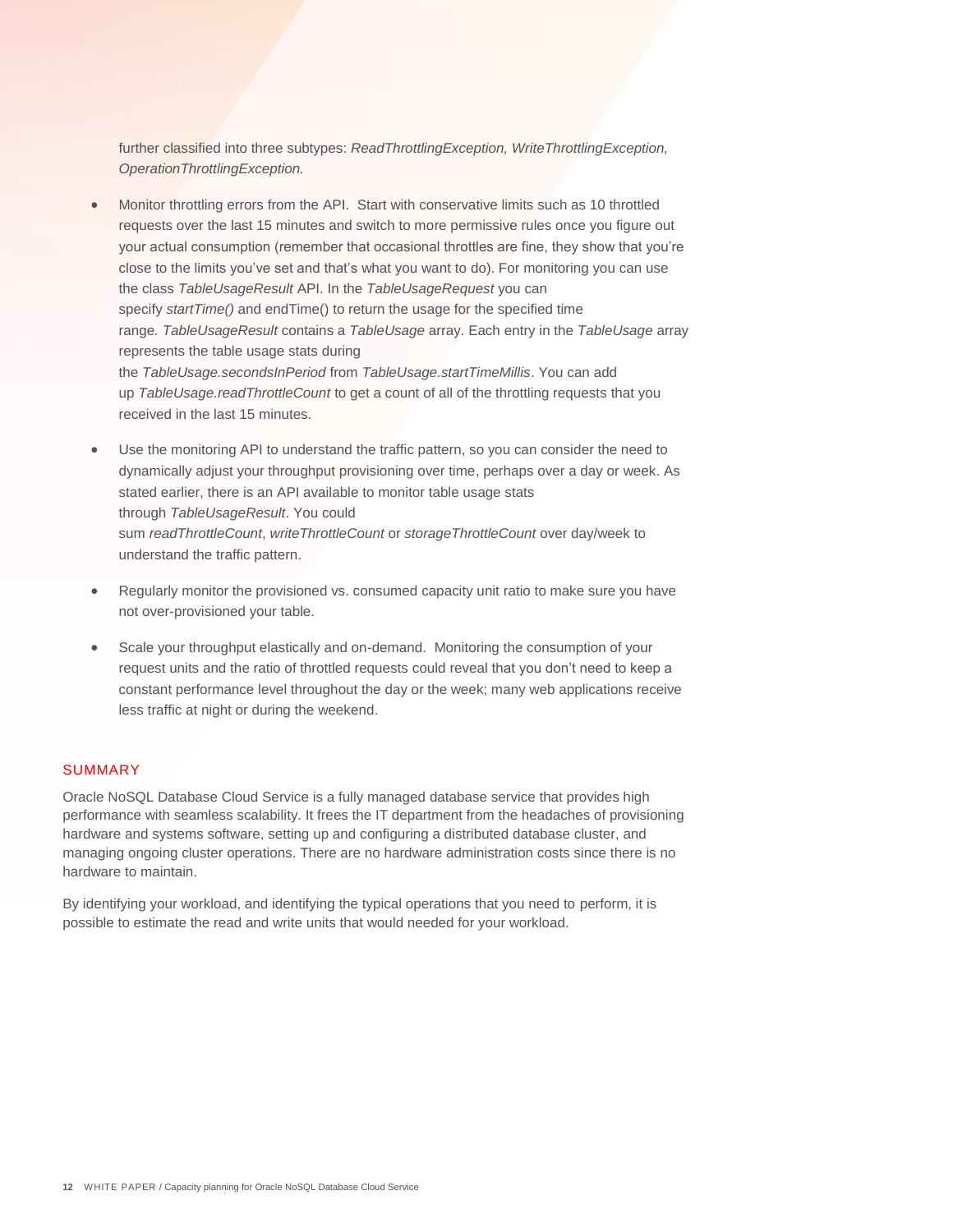further classified into three subtypes: *ReadThrottlingException, WriteThrottlingException, OperationThrottlingException.*

- Monitor throttling errors from the API. Start with conservative limits such as 10 throttled requests over the last 15 minutes and switch to more permissive rules once you figure out your actual consumption (remember that occasional throttles are fine, they show that you're close to the limits you've set and that's what you want to do). For monitoring you can use the class *TableUsageResult* API. In the *TableUsageRequest* you can specify *startTime()* and endTime() to return the usage for the specified time range. *TableUsageResult* contains a *TableUsage* array. Each entry in the *TableUsage* array represents the table usage stats during the *TableUsage.secondsInPeriod* from *TableUsage.startTimeMillis*. You can add up *TableUsage.readThrottleCount* to get a count of all of the throttling requests that you received in the last 15 minutes.

- Use the monitoring API to understand the traffic pattern, so you can consider the need to dynamically adjust your throughput provisioning over time, perhaps over a day or week. As stated earlier, there is an API available to monitor table usage stats through *TableUsageResult*. You could sum *readThrottleCount*, *writeThrottleCount* or *storageThrottleCount* over day/week to understand the traffic pattern.

- Regularly monitor the provisioned vs. consumed capacity unit ratio to make sure you have not over-provisioned your table.

- Scale your throughput elastically and on-demand. Monitoring the consumption of your request units and the ratio of throttled requests could reveal that you don't need to keep a constant performance level throughout the day or the week; many web applications receive less traffic at night or during the weekend.

## SUMMARY

Oracle NoSQL Database Cloud Service is a fully managed database service that provides high performance with seamless scalability. It frees the IT department from the headaches of provisioning hardware and systems software, setting up and configuring a distributed database cluster, and managing ongoing cluster operations. There are no hardware administration costs since there is no hardware to maintain.

By identifying your workload, and identifying the typical operations that you need to perform, it is possible to estimate the read and write units that would needed for your workload.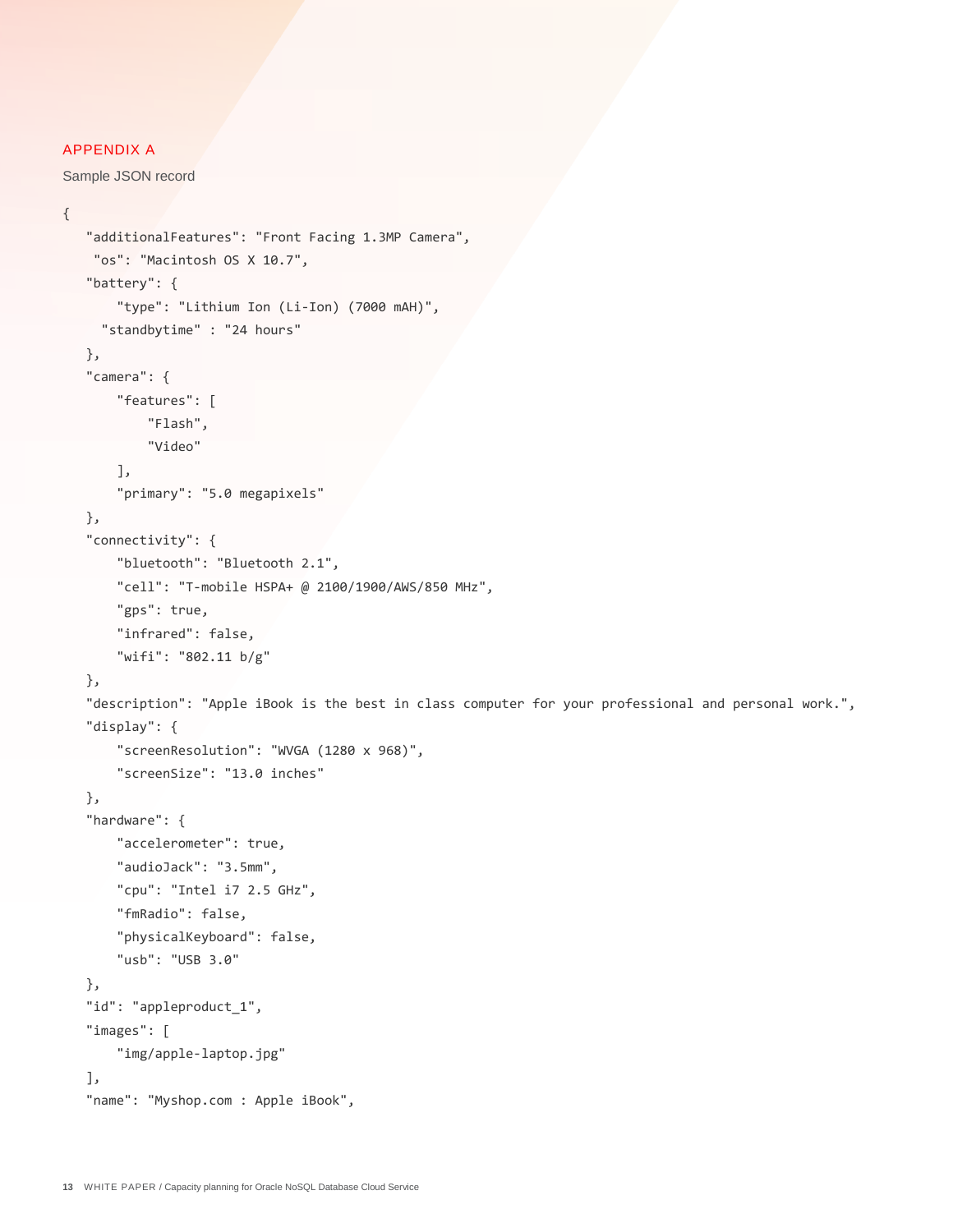## APPENDIX A

Sample JSON record

```
{
   "additionalFeatures": "Front Facing 1.3MP Camera",
    "os": "Macintosh OS X 10.7",
   "battery": {
       "type": "Lithium Ion (Li-Ion) (7000 mAH)",
     "standbytime" : "24 hours"
   },
   "camera": {
       "features": [
           "Flash",
           "Video"
       ],
       "primary": "5.0 megapixels"
   },
   "connectivity": {
       "bluetooth": "Bluetooth 2.1",
       "cell": "T-mobile HSPA+ @ 2100/1900/AWS/850 MHz",
       "gps": true,
       "infrared": false,
       "wifi": "802.11 b/g"
   },
   "description": "Apple iBook is the best in class computer for your professional and personal work.",
   "display": {
       "screenResolution": "WVGA (1280 x 968)",
       "screenSize": "13.0 inches"
   },
   "hardware": {
       "accelerometer": true,
       "audioJack": "3.5mm",
       "cpu": "Intel i7 2.5 GHz",
       "fmRadio": false,
       "physicalKeyboard": false,
       "usb": "USB 3.0"
   },
   "id": "appleproduct_1",
   "images": [
       "img/apple-laptop.jpg"
   ],
   "name": "Myshop.com : Apple iBook",
```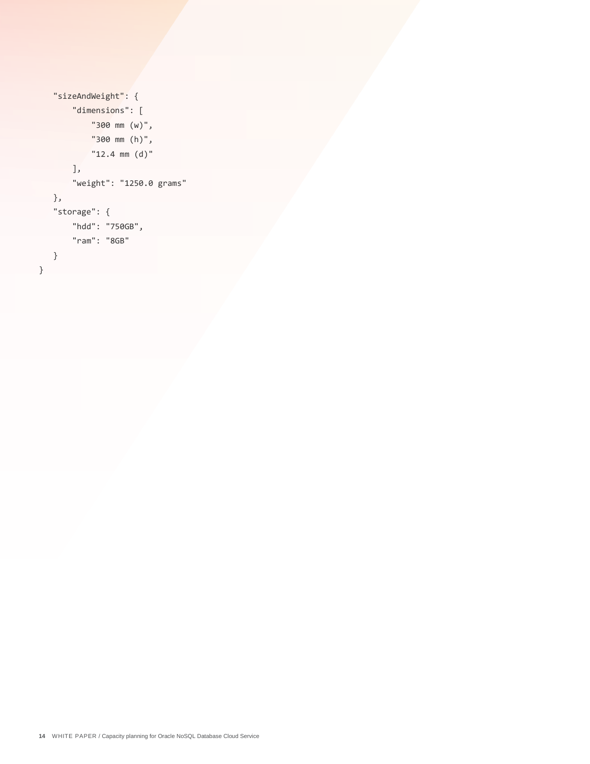```
    "sizeAndWeight": {
        "dimensions": [
            "300 mm (w)",
            "300 mm (h)",
            "12.4 mm (d)"
        ],
        "weight": "1250.0 grams"
    },
    "storage": {
        "hdd": "750GB",
        "ram": "8GB"
    }
}
```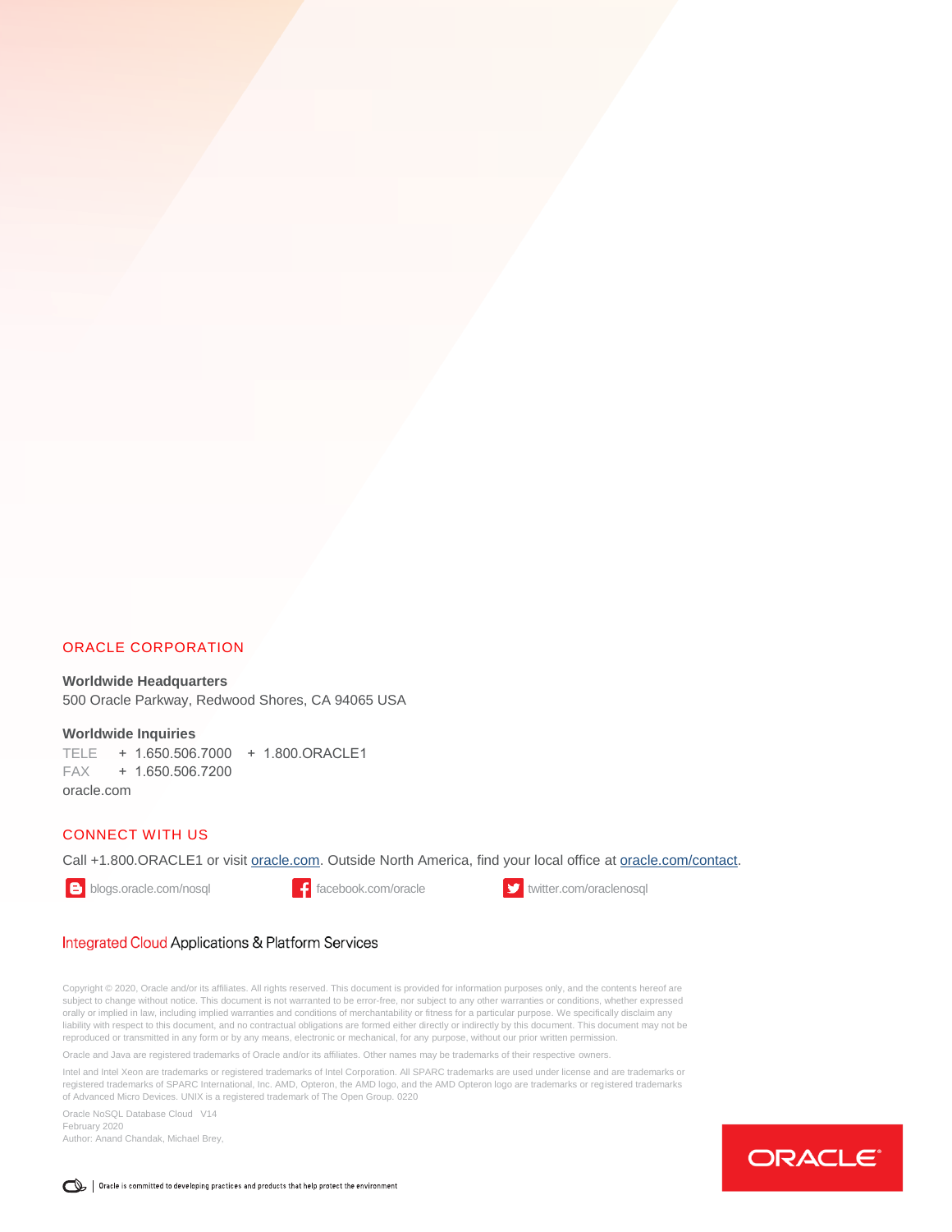## ORACLE CORPORATION

**Worldwide Headquarters**
500 Oracle Parkway, Redwood Shores, CA 94065 USA

**Worldwide Inquiries**
TELE + 1.650.506.7000 + 1.800.ORACLE1
FAX + 1.650.506.7200
oracle.com

## CONNECT WITH US

Call +1.800.ORACLE1 or visit oracle.com. Outside North America, find your local office at oracle.com/contact.

blogs.oracle.com/nosql facebook.com/oracle twitter.com/oraclenosql

Integrated Cloud Applications & Platform Services

Copyright © 2020, Oracle and/or its affiliates. All rights reserved. This document is provided for information purposes only, and the contents hereof are subject to change without notice. This document is not warranted to be error-free, nor subject to any other warranties or conditions, whether expressed orally or implied in law, including implied warranties and conditions of merchantability or fitness for a particular purpose. We specifically disclaim any liability with respect to this document, and no contractual obligations are formed either directly or indirectly by this document. This document may not be reproduced or transmitted in any form or by any means, electronic or mechanical, for any purpose, without our prior written permission.

Oracle and Java are registered trademarks of Oracle and/or its affiliates. Other names may be trademarks of their respective owners.

Intel and Intel Xeon are trademarks or registered trademarks of Intel Corporation. All SPARC trademarks are used under license and are trademarks or registered trademarks of SPARC International, Inc. AMD, Opteron, the AMD logo, and the AMD Opteron logo are trademarks or registered trademarks of Advanced Micro Devices. UNIX is a registered trademark of The Open Group. 0220

Oracle NoSQL Database Cloud V14
February 2020
Author: Anand Chandak, Michael Brey,

Oracle is committed to developing practices and products that help protect the environment

ORACLE